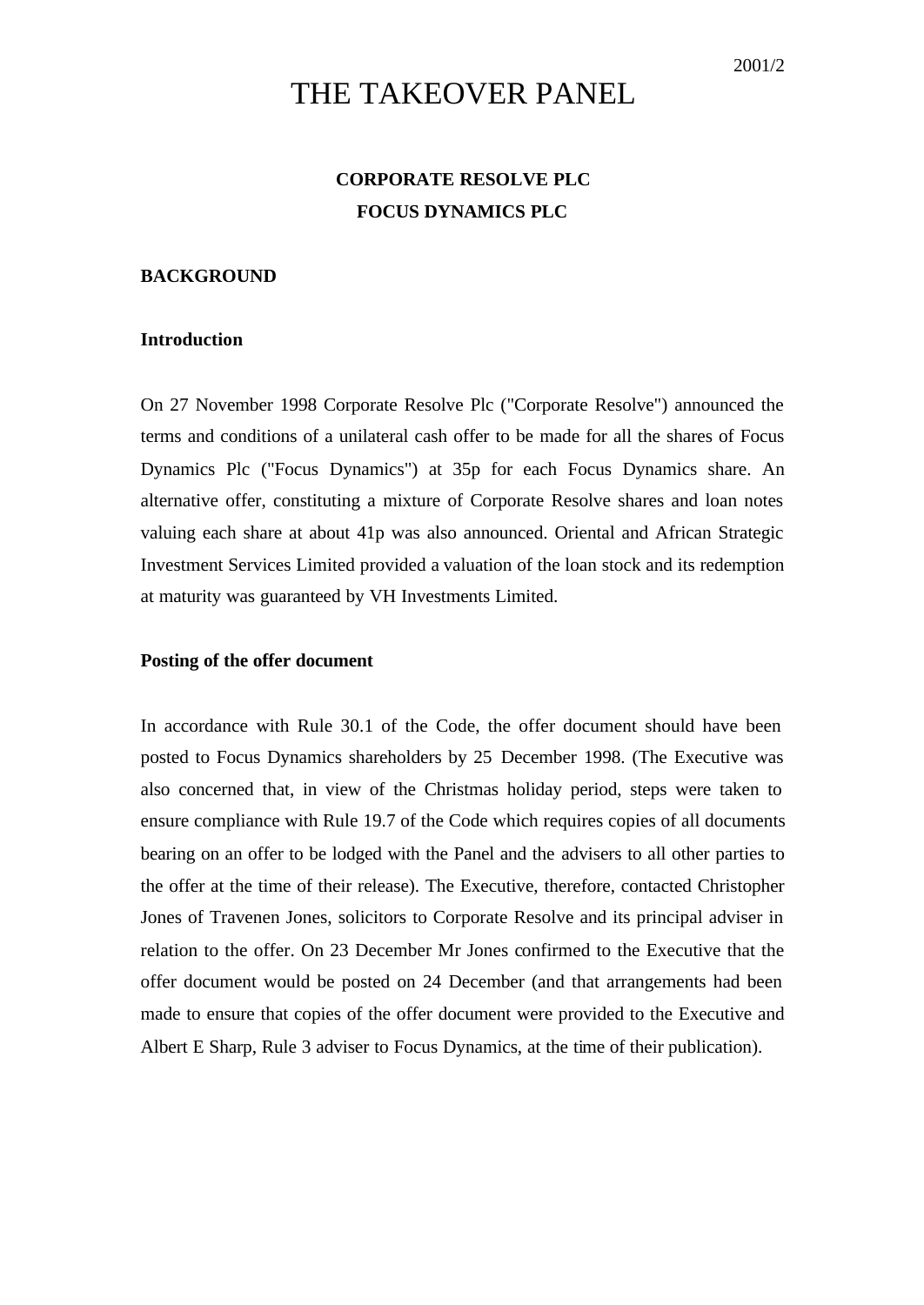2001/2

# THE TAKEOVER PANEL

## CORPORATE RESOLVE PLC
## FOCUS DYNAMICS PLC

### BACKGROUND

#### Introduction

On 27 November 1998 Corporate Resolve Plc ("Corporate Resolve") announced the terms and conditions of a unilateral cash offer to be made for all the shares of Focus Dynamics Plc ("Focus Dynamics") at 35p for each Focus Dynamics share. An alternative offer, constituting a mixture of Corporate Resolve shares and loan notes valuing each share at about 41p was also announced. Oriental and African Strategic Investment Services Limited provided a valuation of the loan stock and its redemption at maturity was guaranteed by VH Investments Limited.

#### Posting of the offer document

In accordance with Rule 30.1 of the Code, the offer document should have been posted to Focus Dynamics shareholders by 25 December 1998. (The Executive was also concerned that, in view of the Christmas holiday period, steps were taken to ensure compliance with Rule 19.7 of the Code which requires copies of all documents bearing on an offer to be lodged with the Panel and the advisers to all other parties to the offer at the time of their release). The Executive, therefore, contacted Christopher Jones of Travenen Jones, solicitors to Corporate Resolve and its principal adviser in relation to the offer. On 23 December Mr Jones confirmed to the Executive that the offer document would be posted on 24 December (and that arrangements had been made to ensure that copies of the offer document were provided to the Executive and Albert E Sharp, Rule 3 adviser to Focus Dynamics, at the time of their publication).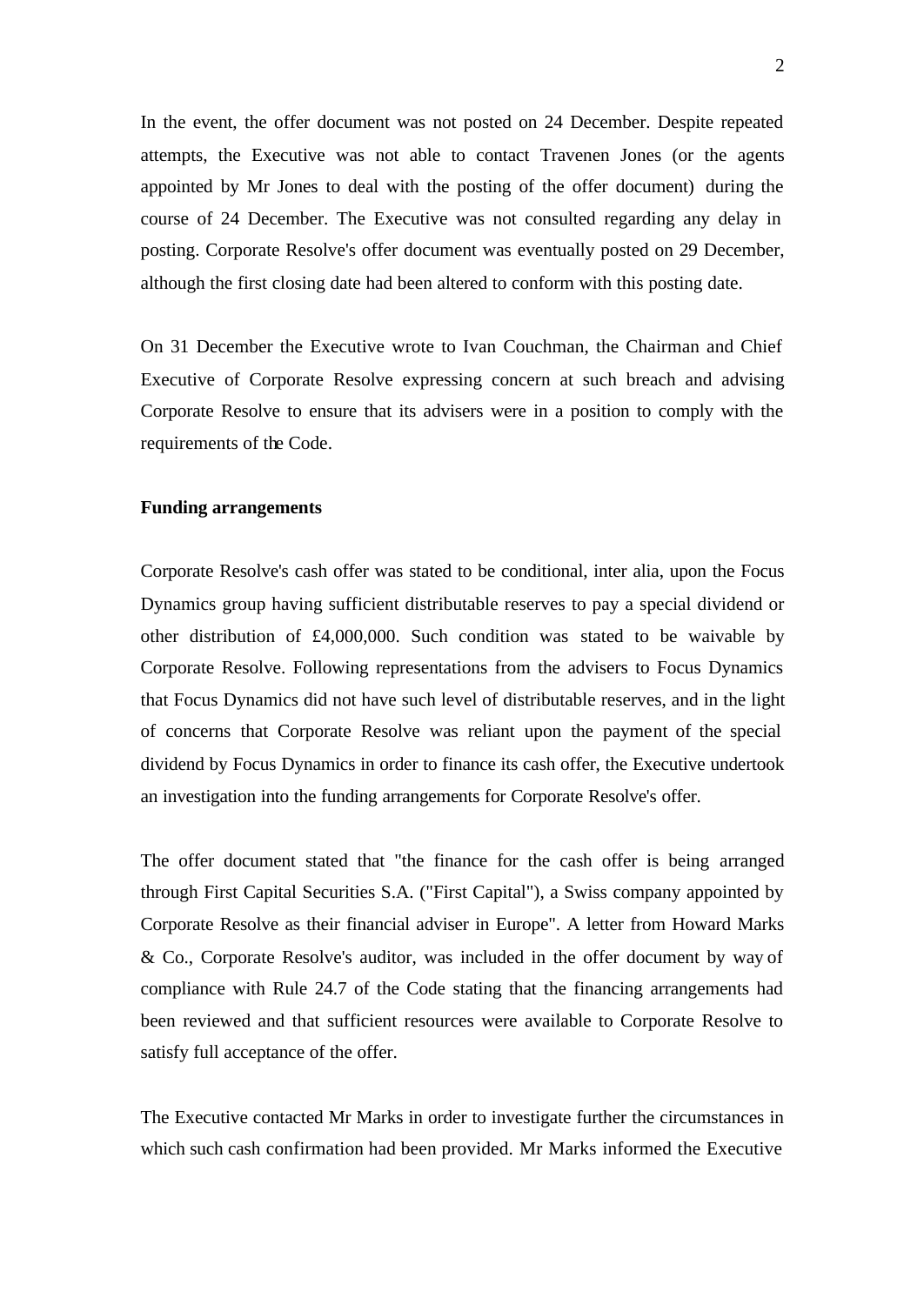In the event, the offer document was not posted on 24 December. Despite repeated attempts, the Executive was not able to contact Travenen Jones (or the agents appointed by Mr Jones to deal with the posting of the offer document) during the course of 24 December. The Executive was not consulted regarding any delay in posting. Corporate Resolve's offer document was eventually posted on 29 December, although the first closing date had been altered to conform with this posting date.

On 31 December the Executive wrote to Ivan Couchman, the Chairman and Chief Executive of Corporate Resolve expressing concern at such breach and advising Corporate Resolve to ensure that its advisers were in a position to comply with the requirements of the Code.

**Funding arrangements**

Corporate Resolve's cash offer was stated to be conditional, inter alia, upon the Focus Dynamics group having sufficient distributable reserves to pay a special dividend or other distribution of £4,000,000. Such condition was stated to be waivable by Corporate Resolve. Following representations from the advisers to Focus Dynamics that Focus Dynamics did not have such level of distributable reserves, and in the light of concerns that Corporate Resolve was reliant upon the payment of the special dividend by Focus Dynamics in order to finance its cash offer, the Executive undertook an investigation into the funding arrangements for Corporate Resolve's offer.

The offer document stated that "the finance for the cash offer is being arranged through First Capital Securities S.A. ("First Capital"), a Swiss company appointed by Corporate Resolve as their financial adviser in Europe". A letter from Howard Marks & Co., Corporate Resolve's auditor, was included in the offer document by way of compliance with Rule 24.7 of the Code stating that the financing arrangements had been reviewed and that sufficient resources were available to Corporate Resolve to satisfy full acceptance of the offer.

The Executive contacted Mr Marks in order to investigate further the circumstances in which such cash confirmation had been provided. Mr Marks informed the Executive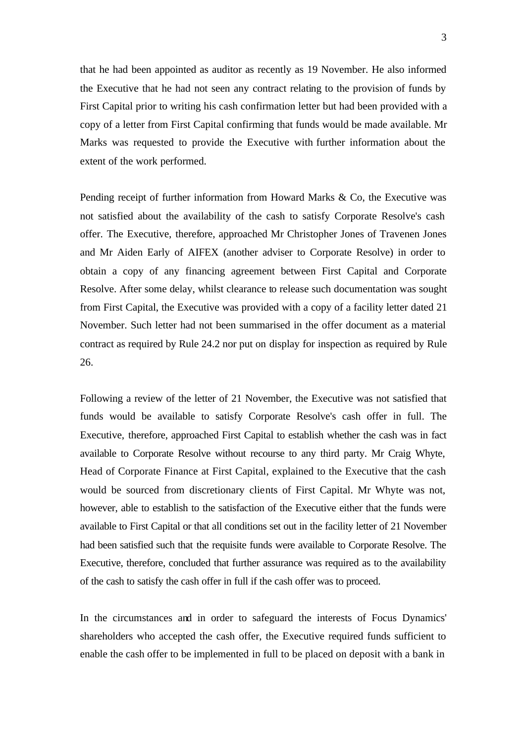that he had been appointed as auditor as recently as 19 November. He also informed the Executive that he had not seen any contract relating to the provision of funds by First Capital prior to writing his cash confirmation letter but had been provided with a copy of a letter from First Capital confirming that funds would be made available. Mr Marks was requested to provide the Executive with further information about the extent of the work performed.

Pending receipt of further information from Howard Marks & Co, the Executive was not satisfied about the availability of the cash to satisfy Corporate Resolve's cash offer. The Executive, therefore, approached Mr Christopher Jones of Travenen Jones and Mr Aiden Early of AIFEX (another adviser to Corporate Resolve) in order to obtain a copy of any financing agreement between First Capital and Corporate Resolve. After some delay, whilst clearance to release such documentation was sought from First Capital, the Executive was provided with a copy of a facility letter dated 21 November. Such letter had not been summarised in the offer document as a material contract as required by Rule 24.2 nor put on display for inspection as required by Rule 26.

Following a review of the letter of 21 November, the Executive was not satisfied that funds would be available to satisfy Corporate Resolve's cash offer in full. The Executive, therefore, approached First Capital to establish whether the cash was in fact available to Corporate Resolve without recourse to any third party. Mr Craig Whyte, Head of Corporate Finance at First Capital, explained to the Executive that the cash would be sourced from discretionary clients of First Capital. Mr Whyte was not, however, able to establish to the satisfaction of the Executive either that the funds were available to First Capital or that all conditions set out in the facility letter of 21 November had been satisfied such that the requisite funds were available to Corporate Resolve. The Executive, therefore, concluded that further assurance was required as to the availability of the cash to satisfy the cash offer in full if the cash offer was to proceed.

In the circumstances and in order to safeguard the interests of Focus Dynamics' shareholders who accepted the cash offer, the Executive required funds sufficient to enable the cash offer to be implemented in full to be placed on deposit with a bank in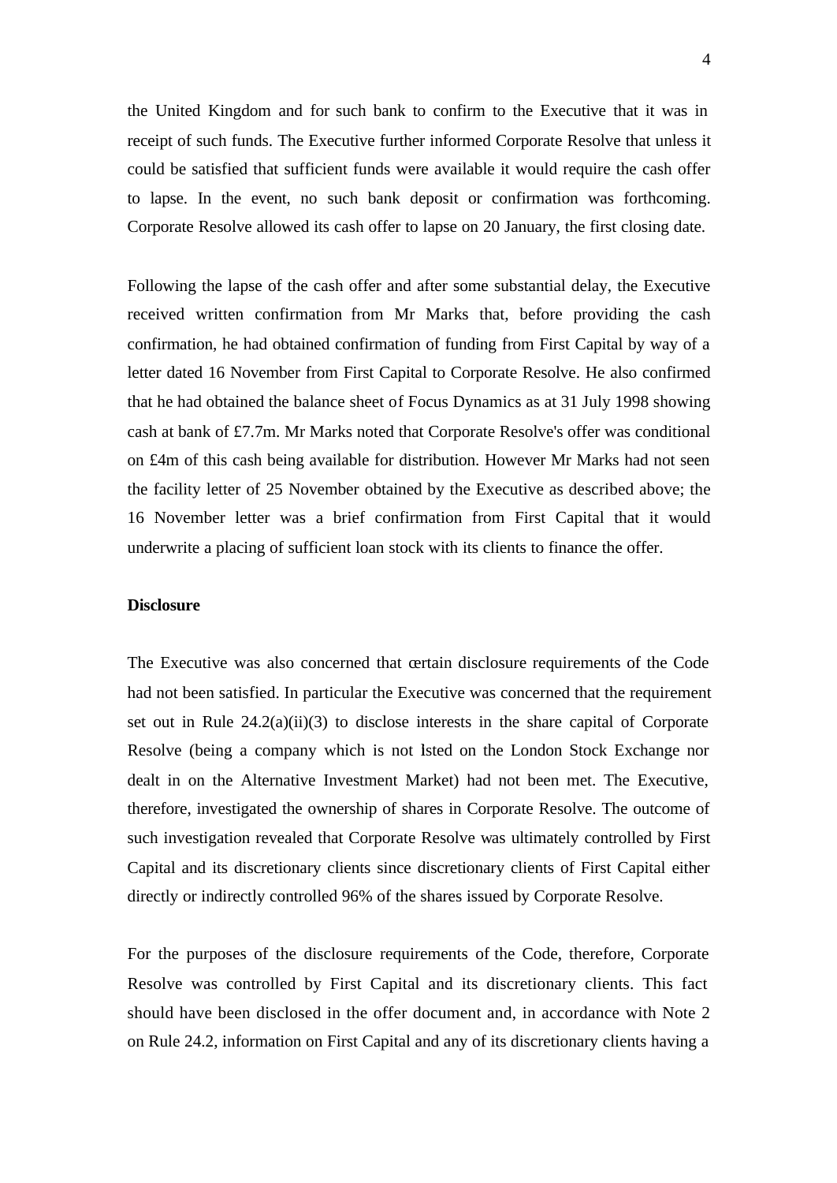the United Kingdom and for such bank to confirm to the Executive that it was in receipt of such funds. The Executive further informed Corporate Resolve that unless it could be satisfied that sufficient funds were available it would require the cash offer to lapse. In the event, no such bank deposit or confirmation was forthcoming. Corporate Resolve allowed its cash offer to lapse on 20 January, the first closing date.

Following the lapse of the cash offer and after some substantial delay, the Executive received written confirmation from Mr Marks that, before providing the cash confirmation, he had obtained confirmation of funding from First Capital by way of a letter dated 16 November from First Capital to Corporate Resolve. He also confirmed that he had obtained the balance sheet of Focus Dynamics as at 31 July 1998 showing cash at bank of £7.7m. Mr Marks noted that Corporate Resolve's offer was conditional on £4m of this cash being available for distribution. However Mr Marks had not seen the facility letter of 25 November obtained by the Executive as described above; the 16 November letter was a brief confirmation from First Capital that it would underwrite a placing of sufficient loan stock with its clients to finance the offer.

**Disclosure**

The Executive was also concerned that certain disclosure requirements of the Code had not been satisfied. In particular the Executive was concerned that the requirement set out in Rule 24.2(a)(ii)(3) to disclose interests in the share capital of Corporate Resolve (being a company which is not listed on the London Stock Exchange nor dealt in on the Alternative Investment Market) had not been met. The Executive, therefore, investigated the ownership of shares in Corporate Resolve. The outcome of such investigation revealed that Corporate Resolve was ultimately controlled by First Capital and its discretionary clients since discretionary clients of First Capital either directly or indirectly controlled 96% of the shares issued by Corporate Resolve.

For the purposes of the disclosure requirements of the Code, therefore, Corporate Resolve was controlled by First Capital and its discretionary clients. This fact should have been disclosed in the offer document and, in accordance with Note 2 on Rule 24.2, information on First Capital and any of its discretionary clients having a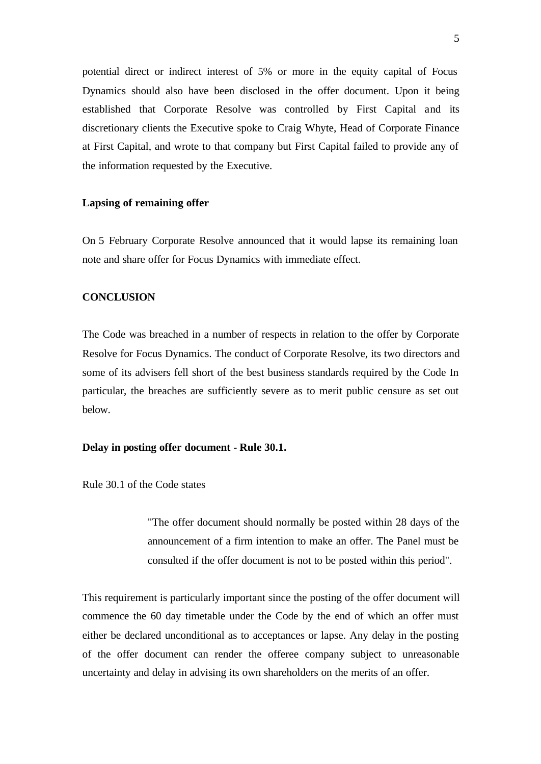potential direct or indirect interest of 5% or more in the equity capital of Focus Dynamics should also have been disclosed in the offer document. Upon it being established that Corporate Resolve was controlled by First Capital and its discretionary clients the Executive spoke to Craig Whyte, Head of Corporate Finance at First Capital, and wrote to that company but First Capital failed to provide any of the information requested by the Executive.

**Lapsing of remaining offer**

On 5 February Corporate Resolve announced that it would lapse its remaining loan note and share offer for Focus Dynamics with immediate effect.

**CONCLUSION**

The Code was breached in a number of respects in relation to the offer by Corporate Resolve for Focus Dynamics. The conduct of Corporate Resolve, its two directors and some of its advisers fell short of the best business standards required by the Code In particular, the breaches are sufficiently severe as to merit public censure as set out below.

**Delay in posting offer document - Rule 30.1.**

Rule 30.1 of the Code states

> "The offer document should normally be posted within 28 days of the announcement of a firm intention to make an offer. The Panel must be consulted if the offer document is not to be posted within this period".

This requirement is particularly important since the posting of the offer document will commence the 60 day timetable under the Code by the end of which an offer must either be declared unconditional as to acceptances or lapse. Any delay in the posting of the offer document can render the offeree company subject to unreasonable uncertainty and delay in advising its own shareholders on the merits of an offer.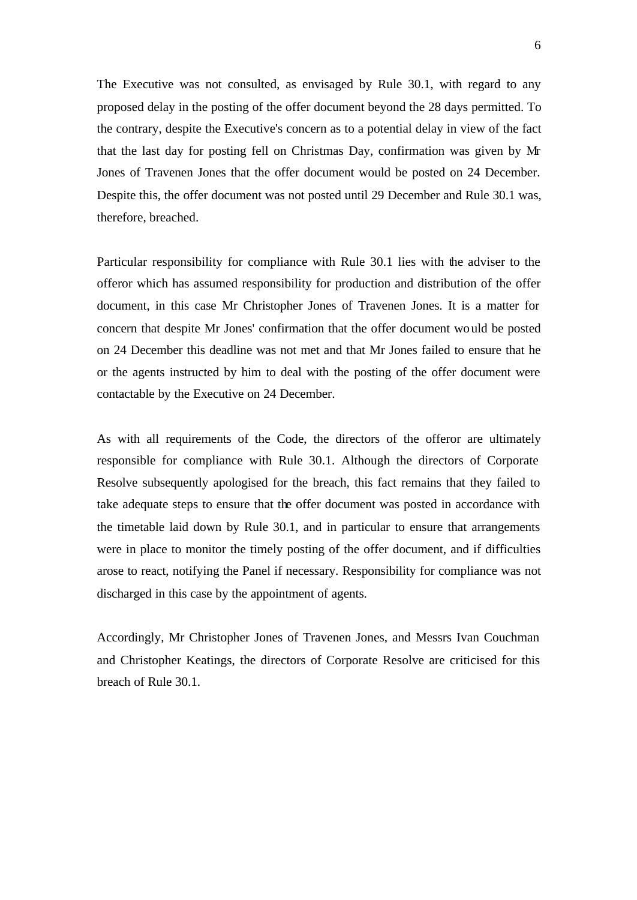The Executive was not consulted, as envisaged by Rule 30.1, with regard to any proposed delay in the posting of the offer document beyond the 28 days permitted. To the contrary, despite the Executive's concern as to a potential delay in view of the fact that the last day for posting fell on Christmas Day, confirmation was given by Mr Jones of Travenen Jones that the offer document would be posted on 24 December. Despite this, the offer document was not posted until 29 December and Rule 30.1 was, therefore, breached.

Particular responsibility for compliance with Rule 30.1 lies with the adviser to the offeror which has assumed responsibility for production and distribution of the offer document, in this case Mr Christopher Jones of Travenen Jones. It is a matter for concern that despite Mr Jones' confirmation that the offer document would be posted on 24 December this deadline was not met and that Mr Jones failed to ensure that he or the agents instructed by him to deal with the posting of the offer document were contactable by the Executive on 24 December.

As with all requirements of the Code, the directors of the offeror are ultimately responsible for compliance with Rule 30.1. Although the directors of Corporate Resolve subsequently apologised for the breach, this fact remains that they failed to take adequate steps to ensure that the offer document was posted in accordance with the timetable laid down by Rule 30.1, and in particular to ensure that arrangements were in place to monitor the timely posting of the offer document, and if difficulties arose to react, notifying the Panel if necessary. Responsibility for compliance was not discharged in this case by the appointment of agents.

Accordingly, Mr Christopher Jones of Travenen Jones, and Messrs Ivan Couchman and Christopher Keatings, the directors of Corporate Resolve are criticised for this breach of Rule 30.1.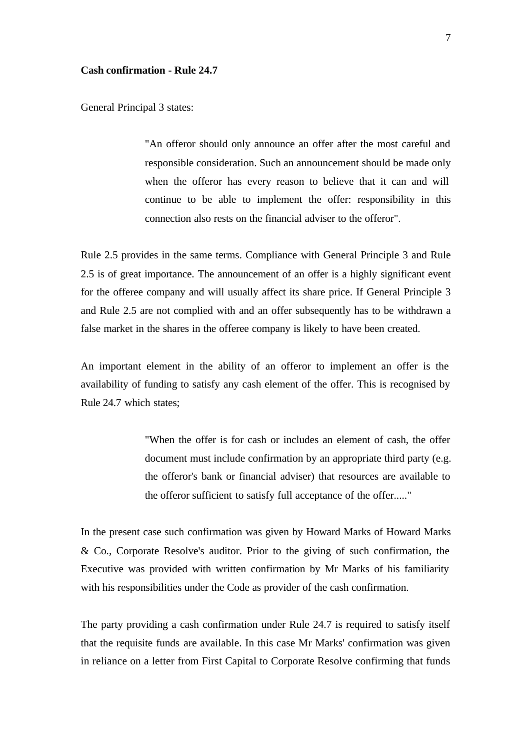**Cash confirmation - Rule 24.7**

General Principal 3 states:

> "An offeror should only announce an offer after the most careful and responsible consideration. Such an announcement should be made only when the offeror has every reason to believe that it can and will continue to be able to implement the offer: responsibility in this connection also rests on the financial adviser to the offeror".

Rule 2.5 provides in the same terms. Compliance with General Principle 3 and Rule 2.5 is of great importance. The announcement of an offer is a highly significant event for the offeree company and will usually affect its share price. If General Principle 3 and Rule 2.5 are not complied with and an offer subsequently has to be withdrawn a false market in the shares in the offeree company is likely to have been created.

An important element in the ability of an offeror to implement an offer is the availability of funding to satisfy any cash element of the offer. This is recognised by Rule 24.7 which states;

> "When the offer is for cash or includes an element of cash, the offer document must include confirmation by an appropriate third party (e.g. the offeror's bank or financial adviser) that resources are available to the offeror sufficient to satisfy full acceptance of the offer....."

In the present case such confirmation was given by Howard Marks of Howard Marks & Co., Corporate Resolve's auditor. Prior to the giving of such confirmation, the Executive was provided with written confirmation by Mr Marks of his familiarity with his responsibilities under the Code as provider of the cash confirmation.

The party providing a cash confirmation under Rule 24.7 is required to satisfy itself that the requisite funds are available. In this case Mr Marks' confirmation was given in reliance on a letter from First Capital to Corporate Resolve confirming that funds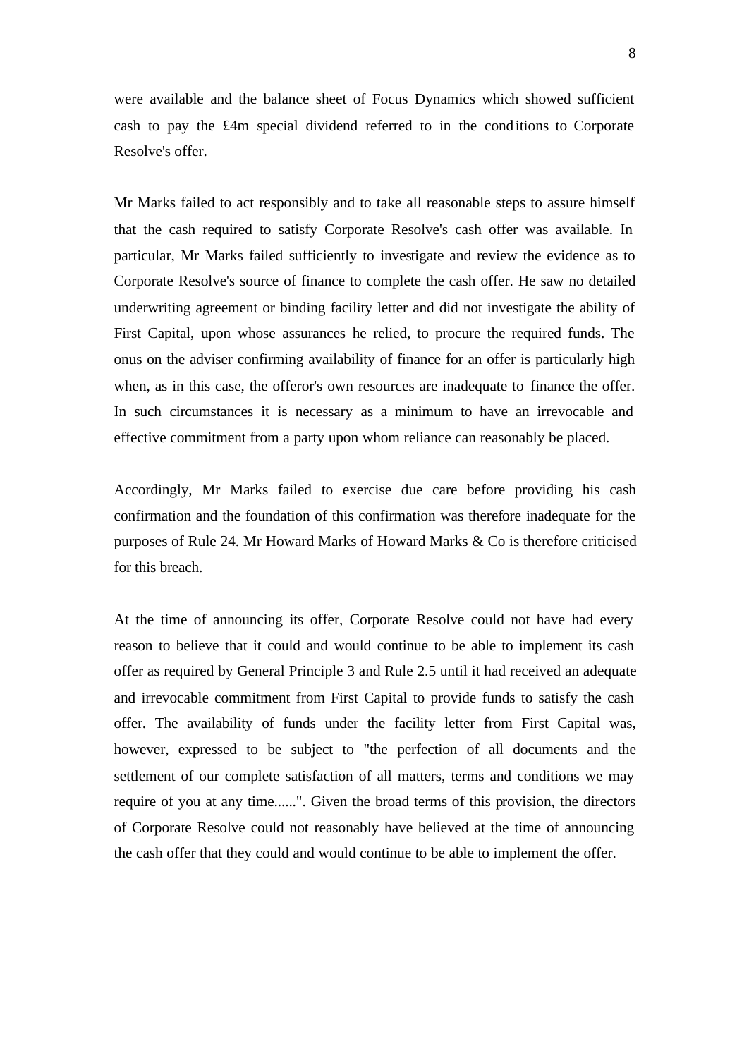were available and the balance sheet of Focus Dynamics which showed sufficient cash to pay the £4m special dividend referred to in the conditions to Corporate Resolve's offer.

Mr Marks failed to act responsibly and to take all reasonable steps to assure himself that the cash required to satisfy Corporate Resolve's cash offer was available. In particular, Mr Marks failed sufficiently to investigate and review the evidence as to Corporate Resolve's source of finance to complete the cash offer. He saw no detailed underwriting agreement or binding facility letter and did not investigate the ability of First Capital, upon whose assurances he relied, to procure the required funds. The onus on the adviser confirming availability of finance for an offer is particularly high when, as in this case, the offeror's own resources are inadequate to finance the offer. In such circumstances it is necessary as a minimum to have an irrevocable and effective commitment from a party upon whom reliance can reasonably be placed.

Accordingly, Mr Marks failed to exercise due care before providing his cash confirmation and the foundation of this confirmation was therefore inadequate for the purposes of Rule 24. Mr Howard Marks of Howard Marks & Co is therefore criticised for this breach.

At the time of announcing its offer, Corporate Resolve could not have had every reason to believe that it could and would continue to be able to implement its cash offer as required by General Principle 3 and Rule 2.5 until it had received an adequate and irrevocable commitment from First Capital to provide funds to satisfy the cash offer. The availability of funds under the facility letter from First Capital was, however, expressed to be subject to "the perfection of all documents and the settlement of our complete satisfaction of all matters, terms and conditions we may require of you at any time......". Given the broad terms of this provision, the directors of Corporate Resolve could not reasonably have believed at the time of announcing the cash offer that they could and would continue to be able to implement the offer.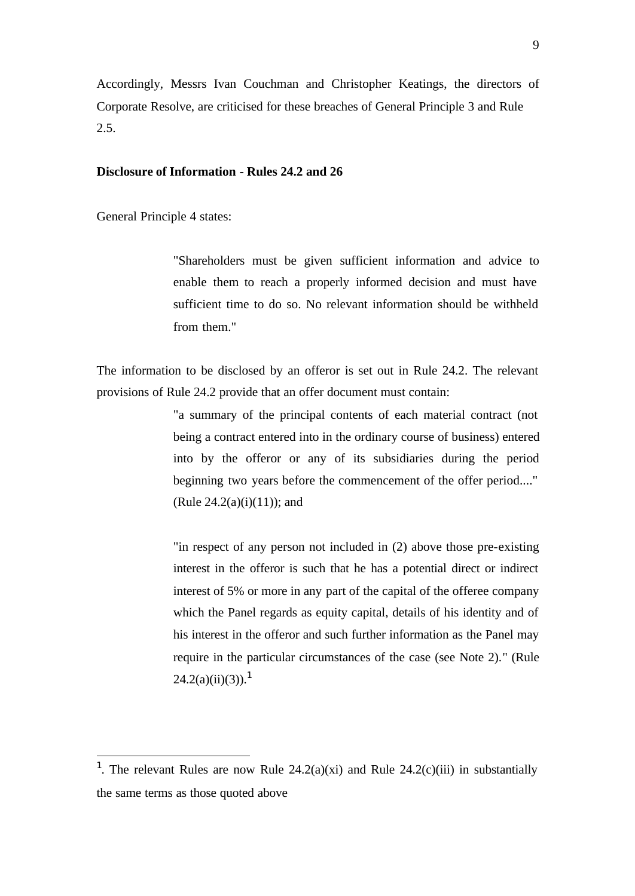Accordingly, Messrs Ivan Couchman and Christopher Keatings, the directors of Corporate Resolve, are criticised for these breaches of General Principle 3 and Rule 2.5.

**Disclosure of Information - Rules 24.2 and 26**

General Principle 4 states:

> "Shareholders must be given sufficient information and advice to enable them to reach a properly informed decision and must have sufficient time to do so. No relevant information should be withheld from them."

The information to be disclosed by an offeror is set out in Rule 24.2. The relevant provisions of Rule 24.2 provide that an offer document must contain:

> "a summary of the principal contents of each material contract (not being a contract entered into in the ordinary course of business) entered into by the offeror or any of its subsidiaries during the period beginning two years before the commencement of the offer period...." (Rule 24.2(a)(i)(11)); and
>
> "in respect of any person not included in (2) above those pre-existing interest in the offeror is such that he has a potential direct or indirect interest of 5% or more in any part of the capital of the offeree company which the Panel regards as equity capital, details of his identity and of his interest in the offeror and such further information as the Panel may require in the particular circumstances of the case (see Note 2)." (Rule 24.2(a)(ii)(3)).[1]

---

[1]. The relevant Rules are now Rule 24.2(a)(xi) and Rule 24.2(c)(iii) in substantially the same terms as those quoted above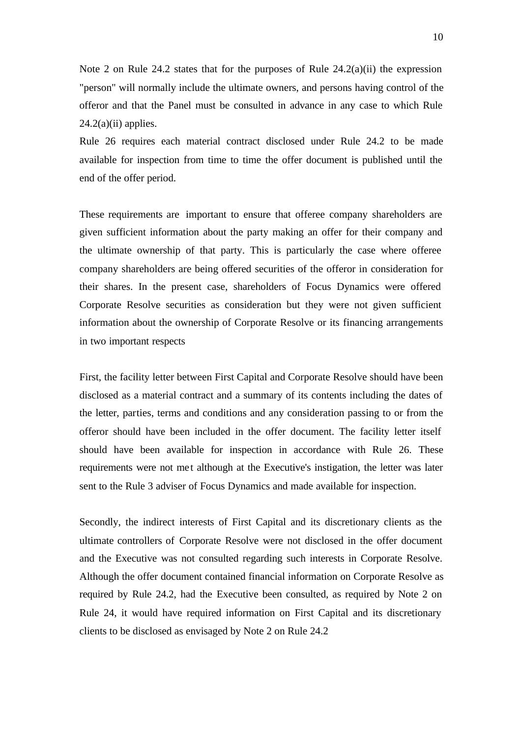Note 2 on Rule 24.2 states that for the purposes of Rule 24.2(a)(ii) the expression "person" will normally include the ultimate owners, and persons having control of the offeror and that the Panel must be consulted in advance in any case to which Rule 24.2(a)(ii) applies.

Rule 26 requires each material contract disclosed under Rule 24.2 to be made available for inspection from time to time the offer document is published until the end of the offer period.

These requirements are important to ensure that offeree company shareholders are given sufficient information about the party making an offer for their company and the ultimate ownership of that party. This is particularly the case where offeree company shareholders are being offered securities of the offeror in consideration for their shares. In the present case, shareholders of Focus Dynamics were offered Corporate Resolve securities as consideration but they were not given sufficient information about the ownership of Corporate Resolve or its financing arrangements in two important respects

First, the facility letter between First Capital and Corporate Resolve should have been disclosed as a material contract and a summary of its contents including the dates of the letter, parties, terms and conditions and any consideration passing to or from the offeror should have been included in the offer document. The facility letter itself should have been available for inspection in accordance with Rule 26. These requirements were not met although at the Executive's instigation, the letter was later sent to the Rule 3 adviser of Focus Dynamics and made available for inspection.

Secondly, the indirect interests of First Capital and its discretionary clients as the ultimate controllers of Corporate Resolve were not disclosed in the offer document and the Executive was not consulted regarding such interests in Corporate Resolve. Although the offer document contained financial information on Corporate Resolve as required by Rule 24.2, had the Executive been consulted, as required by Note 2 on Rule 24, it would have required information on First Capital and its discretionary clients to be disclosed as envisaged by Note 2 on Rule 24.2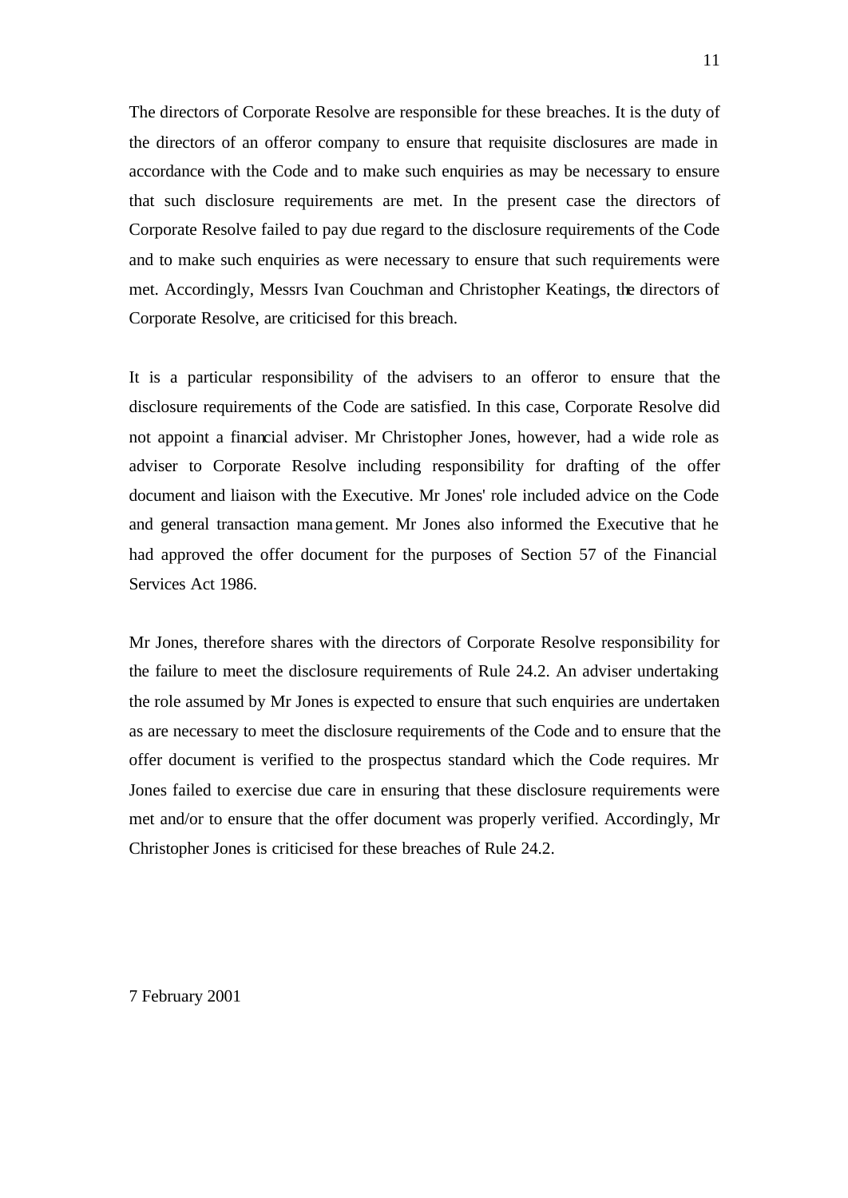The directors of Corporate Resolve are responsible for these breaches. It is the duty of the directors of an offeror company to ensure that requisite disclosures are made in accordance with the Code and to make such enquiries as may be necessary to ensure that such disclosure requirements are met. In the present case the directors of Corporate Resolve failed to pay due regard to the disclosure requirements of the Code and to make such enquiries as were necessary to ensure that such requirements were met. Accordingly, Messrs Ivan Couchman and Christopher Keatings, the directors of Corporate Resolve, are criticised for this breach.

It is a particular responsibility of the advisers to an offeror to ensure that the disclosure requirements of the Code are satisfied. In this case, Corporate Resolve did not appoint a financial adviser. Mr Christopher Jones, however, had a wide role as adviser to Corporate Resolve including responsibility for drafting of the offer document and liaison with the Executive. Mr Jones' role included advice on the Code and general transaction management. Mr Jones also informed the Executive that he had approved the offer document for the purposes of Section 57 of the Financial Services Act 1986.

Mr Jones, therefore shares with the directors of Corporate Resolve responsibility for the failure to meet the disclosure requirements of Rule 24.2. An adviser undertaking the role assumed by Mr Jones is expected to ensure that such enquiries are undertaken as are necessary to meet the disclosure requirements of the Code and to ensure that the offer document is verified to the prospectus standard which the Code requires. Mr Jones failed to exercise due care in ensuring that these disclosure requirements were met and/or to ensure that the offer document was properly verified. Accordingly, Mr Christopher Jones is criticised for these breaches of Rule 24.2.

7 February 2001